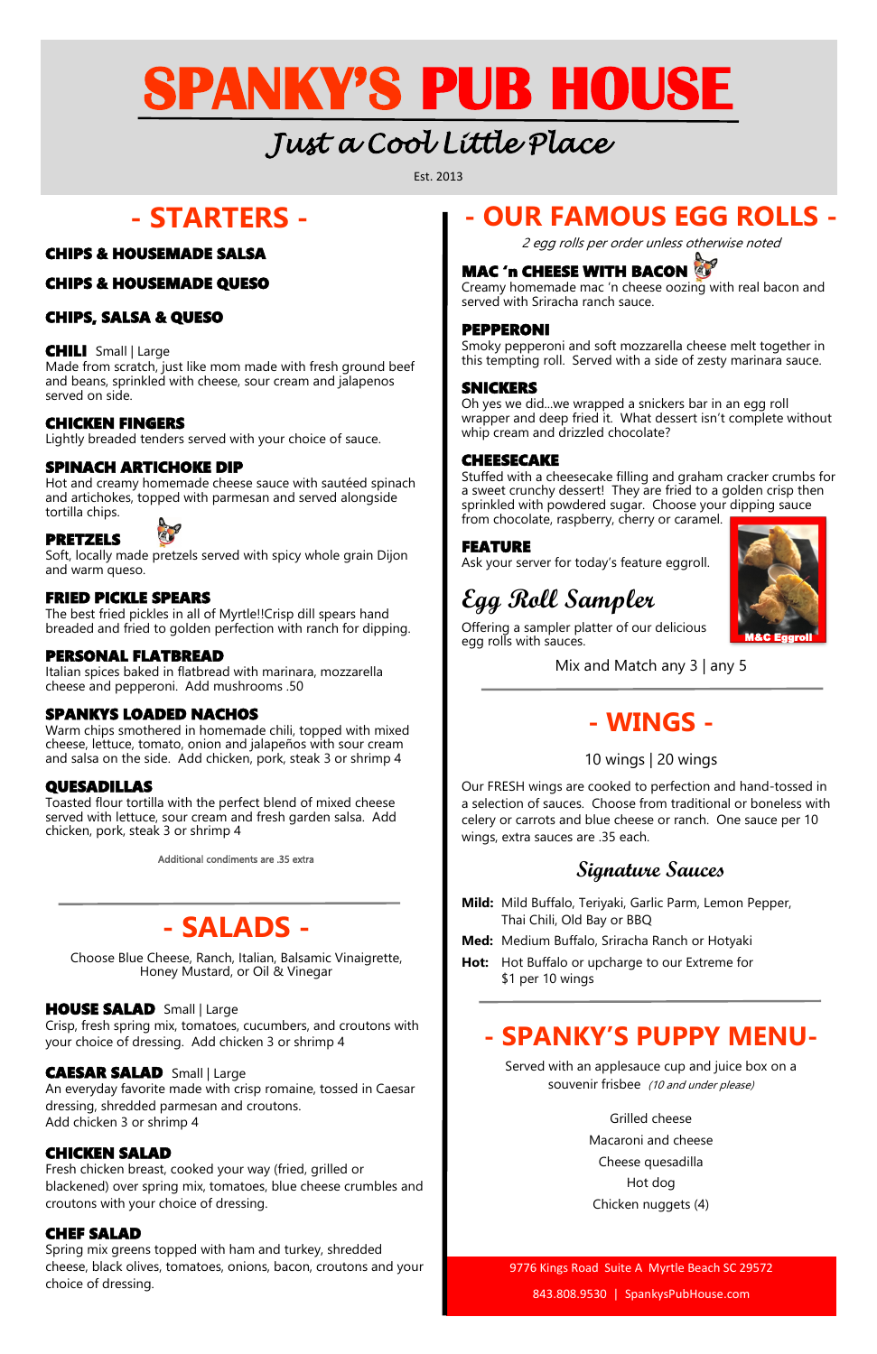# SPANKY'S PUB HOUSE

*Just a Cool Little Place*

Est. 2013

## - STARTERS -

### CHIPS & HOUSEMADE SALSA

### CHIPS & HOUSEMADE QUESO

### CHIPS, SALSA & QUESO

### CHILI
Small | Large

Made from scratch, just like mom made with fresh ground beef and beans, sprinkled with cheese, sour cream and jalapenos served on side.

### CHICKEN FINGERS
Lightly breaded tenders served with your choice of sauce.

### SPINACH ARTICHOKE DIP
Hot and creamy homemade cheese sauce with sautéed spinach and artichokes, topped with parmesan and served alongside tortilla chips.

### PRETZELS
Soft, locally made pretzels served with spicy whole grain Dijon and warm queso.

### FRIED PICKLE SPEARS
The best fried pickles in all of Myrtle!!Crisp dill spears hand breaded and fried to golden perfection with ranch for dipping.

### PERSONAL FLATBREAD
Italian spices baked in flatbread with marinara, mozzarella cheese and pepperoni. Add mushrooms .50

### SPANKYS LOADED NACHOS
Warm chips smothered in homemade chili, topped with mixed cheese, lettuce, tomato, onion and jalapeños with sour cream and salsa on the side. Add chicken, pork, steak 3 or shrimp 4

### QUESADILLAS
Toasted flour tortilla with the perfect blend of mixed cheese served with lettuce, sour cream and fresh garden salsa. Add chicken, pork, steak 3 or shrimp 4

Additional condiments are .35 extra

## - SALADS -

Choose Blue Cheese, Ranch, Italian, Balsamic Vinaigrette, Honey Mustard, or Oil & Vinegar

### HOUSE SALAD
Small | Large

Crisp, fresh spring mix, tomatoes, cucumbers, and croutons with your choice of dressing. Add chicken 3 or shrimp 4

### CAESAR SALAD
Small | Large

An everyday favorite made with crisp romaine, tossed in Caesar dressing, shredded parmesan and croutons.
Add chicken 3 or shrimp 4

### CHICKEN SALAD
Fresh chicken breast, cooked your way (fried, grilled or blackened) over spring mix, tomatoes, blue cheese crumbles and croutons with your choice of dressing.

### CHEF SALAD
Spring mix greens topped with ham and turkey, shredded cheese, black olives, tomatoes, onions, bacon, croutons and your choice of dressing.

## - OUR FAMOUS EGG ROLLS -

*2 egg rolls per order unless otherwise noted*

### MAC 'n CHEESE WITH BACON
Creamy homemade mac 'n cheese oozing with real bacon and served with Sriracha ranch sauce.

### PEPPERONI
Smoky pepperoni and soft mozzarella cheese melt together in this tempting roll. Served with a side of zesty marinara sauce.

### SNICKERS
Oh yes we did...we wrapped a snickers bar in an egg roll wrapper and deep fried it. What dessert isn't complete without whip cream and drizzled chocolate?

### CHEESECAKE
Stuffed with a cheesecake filling and graham cracker crumbs for a sweet crunchy dessert! They are fried to a golden crisp then sprinkled with powdered sugar. Choose your dipping sauce from chocolate, raspberry, cherry or caramel.

### FEATURE
Ask your server for today's feature eggroll.

M&C Eggroll

### *Egg Roll Sampler*
Offering a sampler platter of our delicious egg rolls with sauces.

Mix and Match any 3 | any 5

## - WINGS -

10 wings | 20 wings

Our FRESH wings are cooked to perfection and hand-tossed in a selection of sauces. Choose from traditional or boneless with celery or carrots and blue cheese or ranch. One sauce per 10 wings, extra sauces are .35 each.

### *Signature Sauces*

**Mild:** Mild Buffalo, Teriyaki, Garlic Parm, Lemon Pepper, Thai Chili, Old Bay or BBQ

**Med:** Medium Buffalo, Sriracha Ranch or Hotyaki

**Hot:** Hot Buffalo or upcharge to our Extreme for $1 per 10 wings

## - SPANKY'S PUPPY MENU-

Served with an applesauce cup and juice box on a souvenir frisbee *(10 and under please)*

Grilled cheese

Macaroni and cheese

Cheese quesadilla

Hot dog

Chicken nuggets (4)

9776 Kings Road Suite A Myrtle Beach SC 29572

843.808.9530 | SpankysPubHouse.com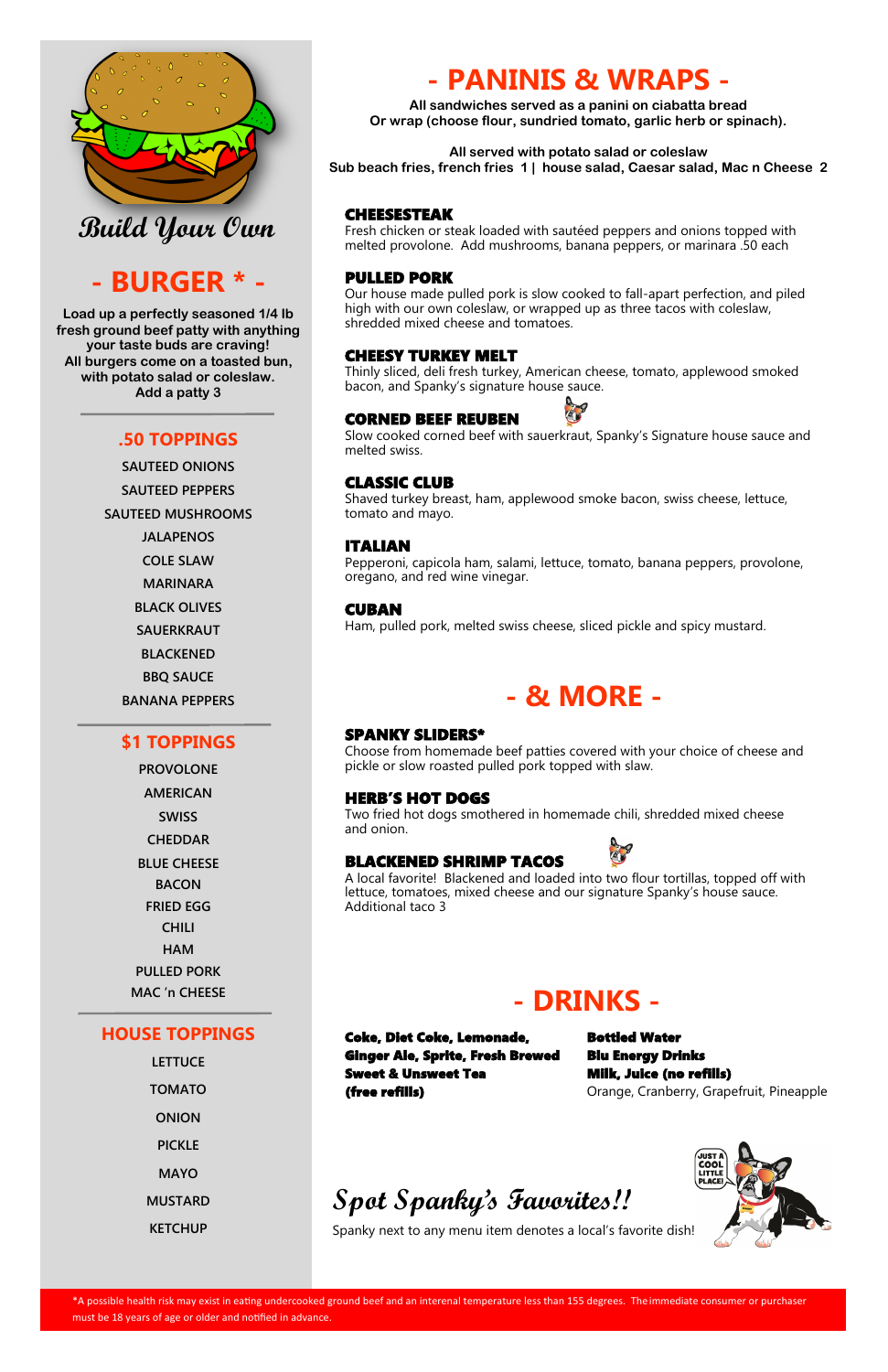Build Your Own

# - BURGER * -

**Load up a perfectly seasoned 1/4 lb fresh ground beef patty with anything your taste buds are craving! All burgers come on a toasted bun, with potato salad or coleslaw. Add a patty 3**

## .50 TOPPINGS

SAUTEED ONIONS
SAUTEED PEPPERS
SAUTEED MUSHROOMS
JALAPENOS
COLE SLAW
MARINARA
BLACK OLIVES
SAUERKRAUT
BLACKENED
BBQ SAUCE
BANANA PEPPERS

## $1 TOPPINGS

PROVOLONE
AMERICAN
SWISS
CHEDDAR
BLUE CHEESE
BACON
FRIED EGG
CHILI
HAM
PULLED PORK
MAC 'n CHEESE

## HOUSE TOPPINGS

LETTUCE
TOMATO
ONION
PICKLE
MAYO
MUSTARD
KETCHUP

# - PANINIS & WRAPS -

**All sandwiches served as a panini on ciabatta bread Or wrap (choose flour, sundried tomato, garlic herb or spinach).**

**All served with potato salad or coleslaw**
**Sub beach fries, french fries 1 | house salad, Caesar salad, Mac n Cheese 2**

### CHEESESTEAK
Fresh chicken or steak loaded with sautéed peppers and onions topped with melted provolone. Add mushrooms, banana peppers, or marinara .50 each

### PULLED PORK
Our house made pulled pork is slow cooked to fall-apart perfection, and piled high with our own coleslaw, or wrapped up as three tacos with coleslaw, shredded mixed cheese and tomatoes.

### CHEESY TURKEY MELT
Thinly sliced, deli fresh turkey, American cheese, tomato, applewood smoked bacon, and Spanky's signature house sauce.

### CORNED BEEF REUBEN
Slow cooked corned beef with sauerkraut, Spanky's Signature house sauce and melted swiss.

### CLASSIC CLUB
Shaved turkey breast, ham, applewood smoke bacon, swiss cheese, lettuce, tomato and mayo.

### ITALIAN
Pepperoni, capicola ham, salami, lettuce, tomato, banana peppers, provolone, oregano, and red wine vinegar.

### CUBAN
Ham, pulled pork, melted swiss cheese, sliced pickle and spicy mustard.

# - & MORE -

### SPANKY SLIDERS*
Choose from homemade beef patties covered with your choice of cheese and pickle or slow roasted pulled pork topped with slaw.

### HERB'S HOT DOGS
Two fried hot dogs smothered in homemade chili, shredded mixed cheese and onion.

### BLACKENED SHRIMP TACOS
A local favorite! Blackened and loaded into two flour tortillas, topped off with lettuce, tomatoes, mixed cheese and our signature Spanky's house sauce. Additional taco 3

# - DRINKS -

**Coke, Diet Coke, Lemonade, Ginger Ale, Sprite, Fresh Brewed Sweet & Unsweet Tea (free refills)**

**Bottled Water**
**Blu Energy Drinks**
**Milk, Juice (no refills)**
Orange, Cranberry, Grapefruit, Pineapple

## Spot Spanky's Favorites!!

Spanky next to any menu item denotes a local's favorite dish!

JUST A COOL LITTLE PLACE!

*A possible health risk may exist in eating undercooked ground beef and an interenal temperature less than 155 degrees. The immediate consumer or purchaser must be 18 years of age or older and notified in advance.